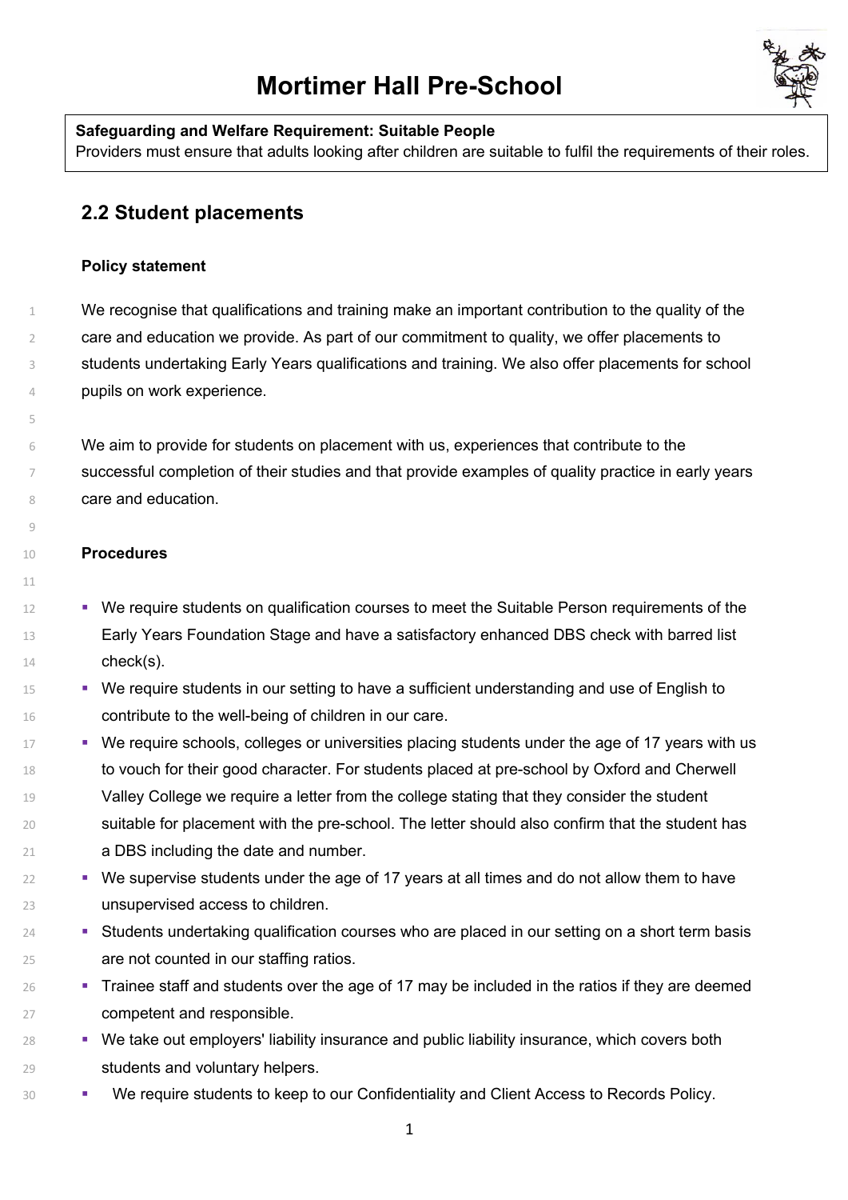# Mortimer Hall Pre-School

**Safeguarding and Welfare Requirement: Suitable People**
Providers must ensure that adults looking after children are suitable to fulfil the requirements of their roles.

## 2.2 Student placements

**Policy statement**

We recognise that qualifications and training make an important contribution to the quality of the care and education we provide. As part of our commitment to quality, we offer placements to students undertaking Early Years qualifications and training. We also offer placements for school pupils on work experience.

We aim to provide for students on placement with us, experiences that contribute to the successful completion of their studies and that provide examples of quality practice in early years care and education.

**Procedures**

- We require students on qualification courses to meet the Suitable Person requirements of the Early Years Foundation Stage and have a satisfactory enhanced DBS check with barred list check(s).
- We require students in our setting to have a sufficient understanding and use of English to contribute to the well-being of children in our care.
- We require schools, colleges or universities placing students under the age of 17 years with us to vouch for their good character. For students placed at pre-school by Oxford and Cherwell Valley College we require a letter from the college stating that they consider the student suitable for placement with the pre-school. The letter should also confirm that the student has a DBS including the date and number.
- We supervise students under the age of 17 years at all times and do not allow them to have unsupervised access to children.
- Students undertaking qualification courses who are placed in our setting on a short term basis are not counted in our staffing ratios.
- Trainee staff and students over the age of 17 may be included in the ratios if they are deemed competent and responsible.
- We take out employers' liability insurance and public liability insurance, which covers both students and voluntary helpers.
- We require students to keep to our Confidentiality and Client Access to Records Policy.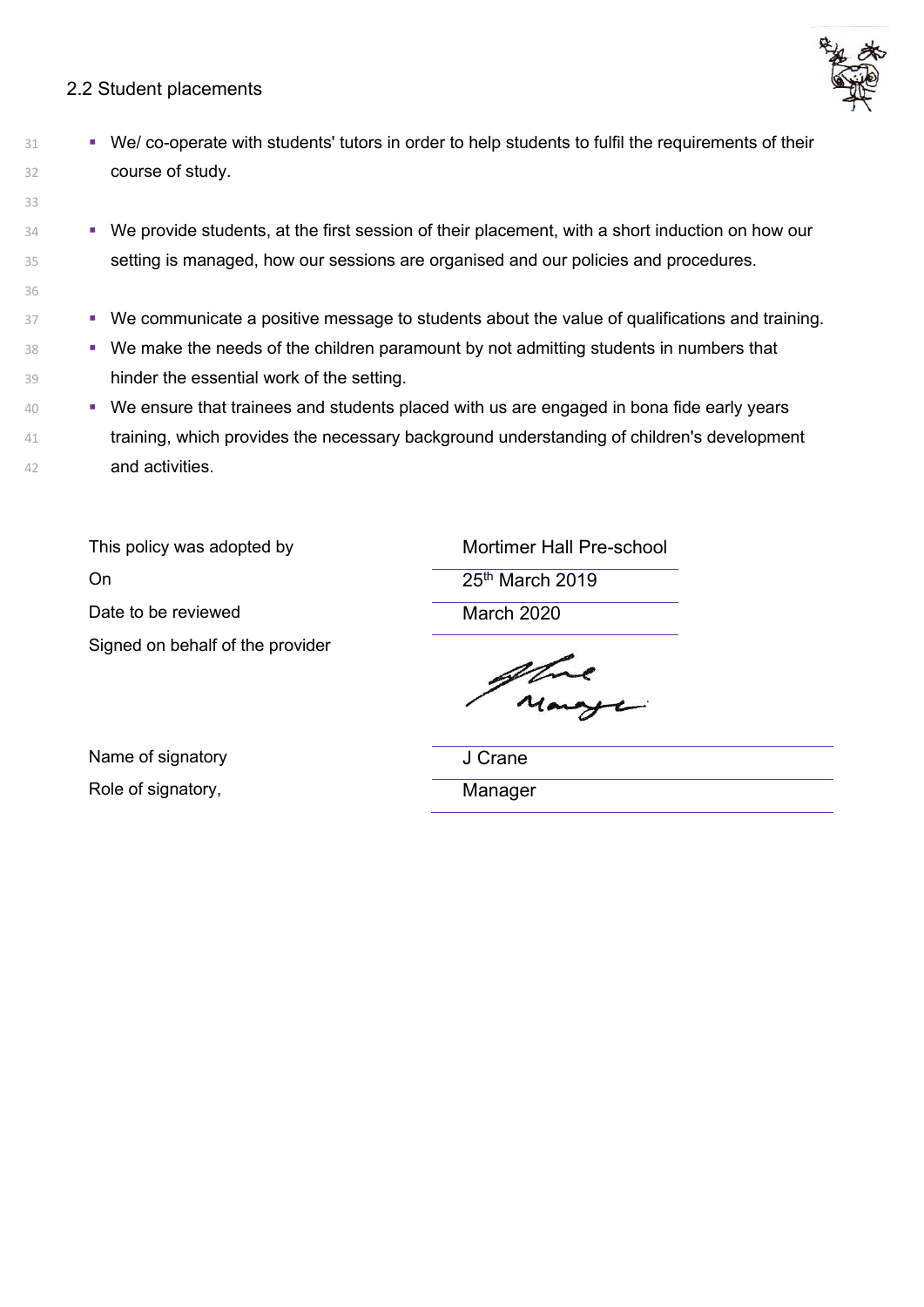## 2.2 Student placements

- We/ co-operate with students' tutors in order to help students to fulfil the requirements of their course of study.

- We provide students, at the first session of their placement, with a short induction on how our setting is managed, how our sessions are organised and our policies and procedures.

- We communicate a positive message to students about the value of qualifications and training.
- We make the needs of the children paramount by not admitting students in numbers that hinder the essential work of the setting.
- We ensure that trainees and students placed with us are engaged in bona fide early years training, which provides the necessary background understanding of children's development and activities.

| | |
|---|---|
| This policy was adopted by | Mortimer Hall Pre-school |
| On | 25th March 2019 |
| Date to be reviewed | March 2020 |
| Signed on behalf of the provider | |
| Name of signatory | J Crane |
| Role of signatory, | Manager |